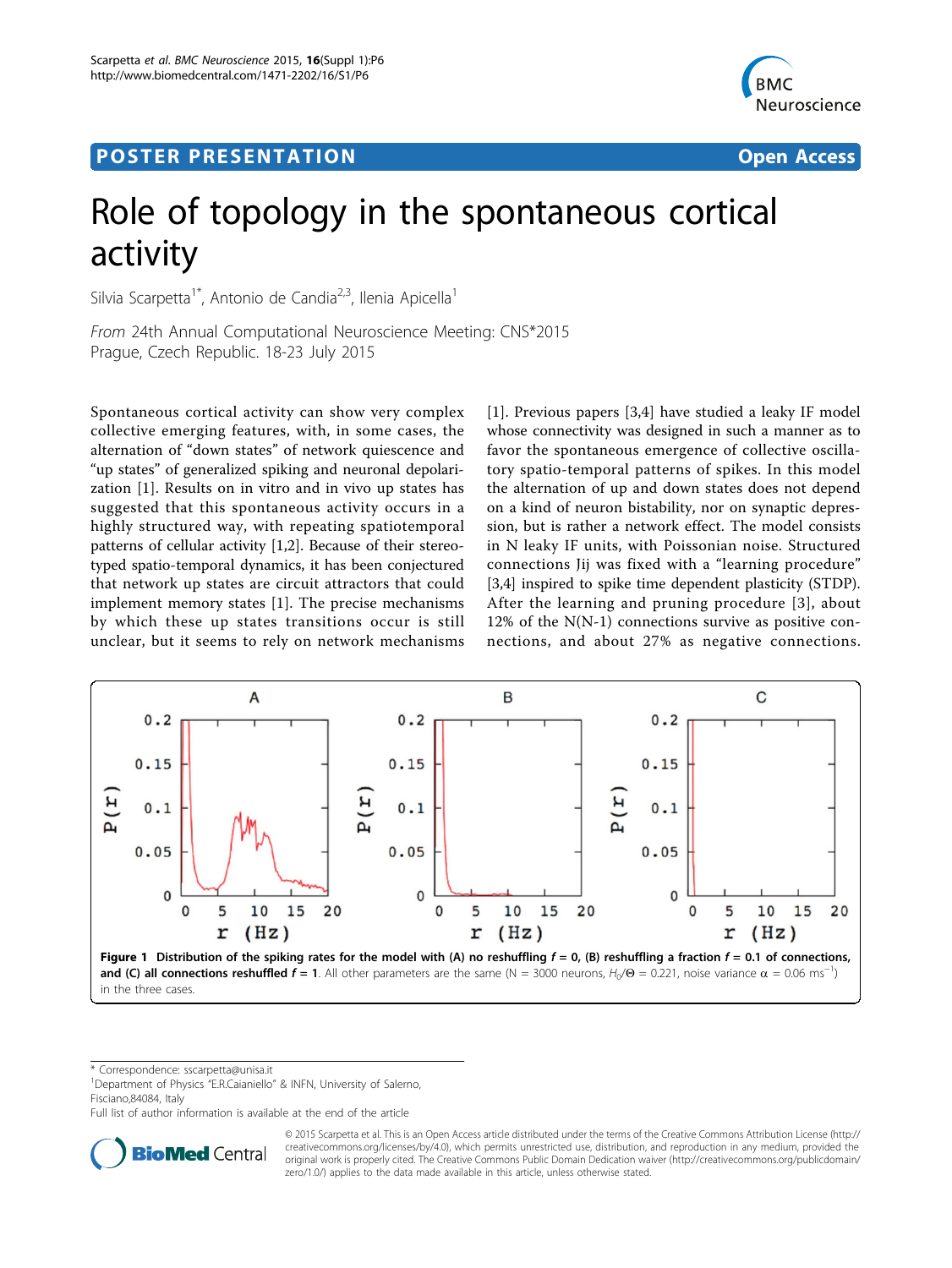POSTER PRESENTATION

Open Access

# Role of topology in the spontaneous cortical activity

Silvia Scarpetta[1*], Antonio de Candia[2,3], Ilenia Apicella[1]

*From* 24th Annual Computational Neuroscience Meeting: CNS*2015
Prague, Czech Republic. 18-23 July 2015

Spontaneous cortical activity can show very complex collective emerging features, with, in some cases, the alternation of "down states" of network quiescence and "up states" of generalized spiking and neuronal depolarization [1]. Results on in vitro and in vivo up states has suggested that this spontaneous activity occurs in a highly structured way, with repeating spatiotemporal patterns of cellular activity [1,2]. Because of their stereotyped spatio-temporal dynamics, it has been conjectured that network up states are circuit attractors that could implement memory states [1]. The precise mechanisms by which these up states transitions occur is still unclear, but it seems to rely on network mechanisms [1]. Previous papers [3,4] have studied a leaky IF model whose connectivity was designed in such a manner as to favor the spontaneous emergence of collective oscillatory spatio-temporal patterns of spikes. In this model the alternation of up and down states does not depend on a kind of neuron bistability, nor on synaptic depression, but is rather a network effect. The model consists in N leaky IF units, with Poissonian noise. Structured connections Jij was fixed with a "learning procedure" [3,4] inspired to spike time dependent plasticity (STDP). After the learning and pruning procedure [3], about 12% of the N(N-1) connections survive as positive connections, and about 27% as negative connections.

A
B
C
0.2
0.15
0.1
0.05
0
P(r)
0 5 10 15 20
r (Hz)

**Figure 1 Distribution of the spiking rates for the model with (A) no reshuffling *f* = 0, (B) reshuffling a fraction *f* = 0.1 of connections, and (C) all connections reshuffled *f* = 1**. All other parameters are the same (N = 3000 neurons, $H_0/\Theta$ = 0.221, noise variance $\alpha$ = 0.06 $ms^{-1}$) in the three cases.

---

* Correspondence: sscarpetta@unisa.it
[1]Department of Physics "E.R.Caianiello" & INFN, University of Salerno, Fisciano,84084, Italy
Full list of author information is available at the end of the article

© 2015 Scarpetta et al. This is an Open Access article distributed under the terms of the Creative Commons Attribution License (http://creativecommons.org/licenses/by/4.0), which permits unrestricted use, distribution, and reproduction in any medium, provided the original work is properly cited. The Creative Commons Public Domain Dedication waiver (http://creativecommons.org/publicdomain/zero/1.0/) applies to the data made available in this article, unless otherwise stated.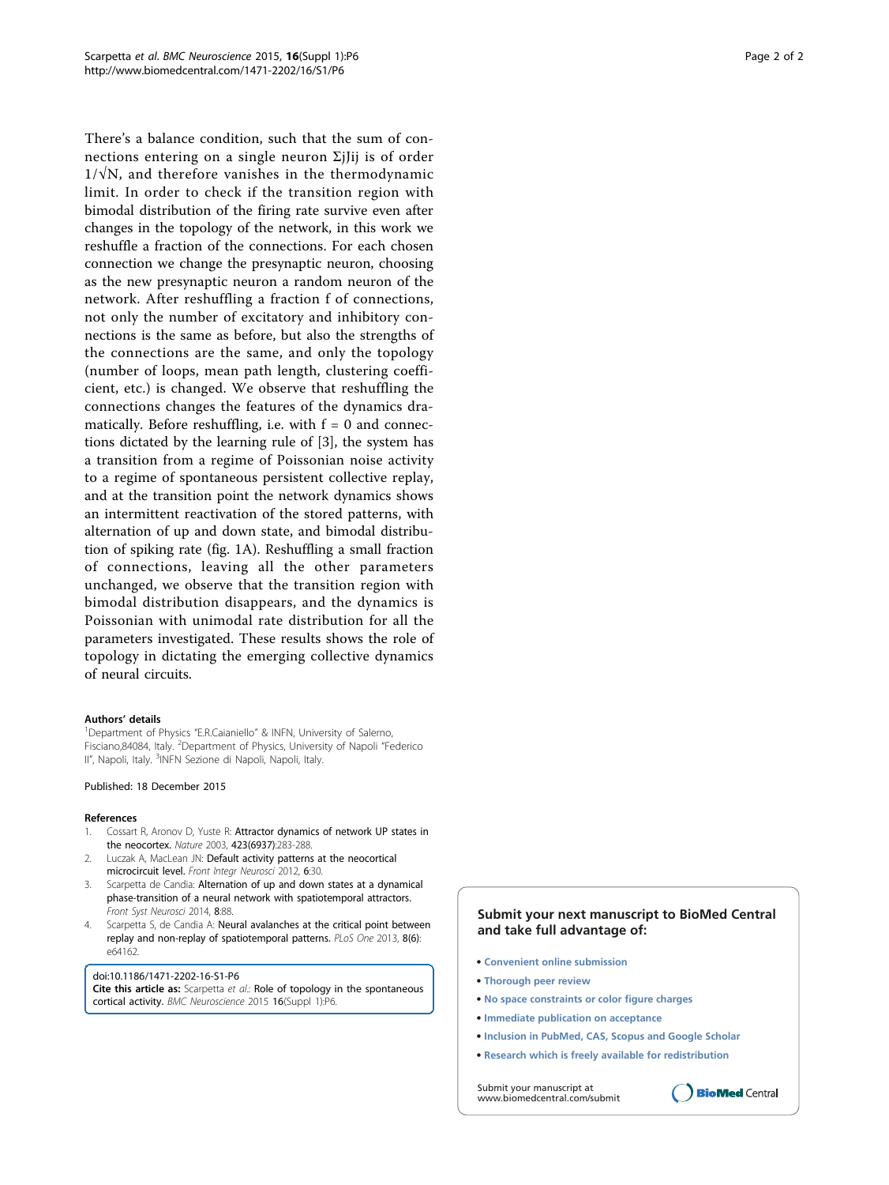There's a balance condition, such that the sum of connections entering on a single neuron $\Sigma_j J_{ij}$ is of order $1/\sqrt{N}$, and therefore vanishes in the thermodynamic limit. In order to check if the transition region with bimodal distribution of the firing rate survive even after changes in the topology of the network, in this work we reshuffle a fraction of the connections. For each chosen connection we change the presynaptic neuron, choosing as the new presynaptic neuron a random neuron of the network. After reshuffling a fraction f of connections, not only the number of excitatory and inhibitory connections is the same as before, but also the strengths of the connections are the same, and only the topology (number of loops, mean path length, clustering coefficient, etc.) is changed. We observe that reshuffling the connections changes the features of the dynamics dramatically. Before reshuffling, i.e. with $f = 0$ and connections dictated by the learning rule of [3], the system has a transition from a regime of Poissonian noise activity to a regime of spontaneous persistent collective replay, and at the transition point the network dynamics shows an intermittent reactivation of the stored patterns, with alternation of up and down state, and bimodal distribution of spiking rate (fig. 1A). Reshuffling a small fraction of connections, leaving all the other parameters unchanged, we observe that the transition region with bimodal distribution disappears, and the dynamics is Poissonian with unimodal rate distribution for all the parameters investigated. These results shows the role of topology in dictating the emerging collective dynamics of neural circuits.

#### Authors' details

[1]Department of Physics "E.R.Caianiello" & INFN, University of Salerno, Fisciano,84084, Italy. [2]Department of Physics, University of Napoli "Federico II", Napoli, Italy. [3]INFN Sezione di Napoli, Napoli, Italy.

Published: 18 December 2015

#### References

1. Cossart R, Aronov D, Yuste R: **Attractor dynamics of network UP states in the neocortex.** *Nature* 2003, **423(6937)**:283-288.
2. Luczak A, MacLean JN: **Default activity patterns at the neocortical microcircuit level.** *Front Integr Neurosci* 2012, **6**:30.
3. Scarpetta de Candia: **Alternation of up and down states at a dynamical phase-transition of a neural network with spatiotemporal attractors.** *Front Syst Neurosci* 2014, **8**:88.
4. Scarpetta S, de Candia A: **Neural avalanches at the critical point between replay and non-replay of spatiotemporal patterns.** *PLoS One* 2013, **8(6)**: e64162.

doi:10.1186/1471-2202-16-S1-P6

**Cite this article as:** Scarpetta *et al.*: Role of topology in the spontaneous cortical activity. *BMC Neuroscience* 2015 **16**(Suppl 1):P6.

**Submit your next manuscript to BioMed Central and take full advantage of:**

- Convenient online submission
- Thorough peer review
- No space constraints or color figure charges
- Immediate publication on acceptance
- Inclusion in PubMed, CAS, Scopus and Google Scholar
- Research which is freely available for redistribution

Submit your manuscript at www.biomedcentral.com/submit

BioMed Central